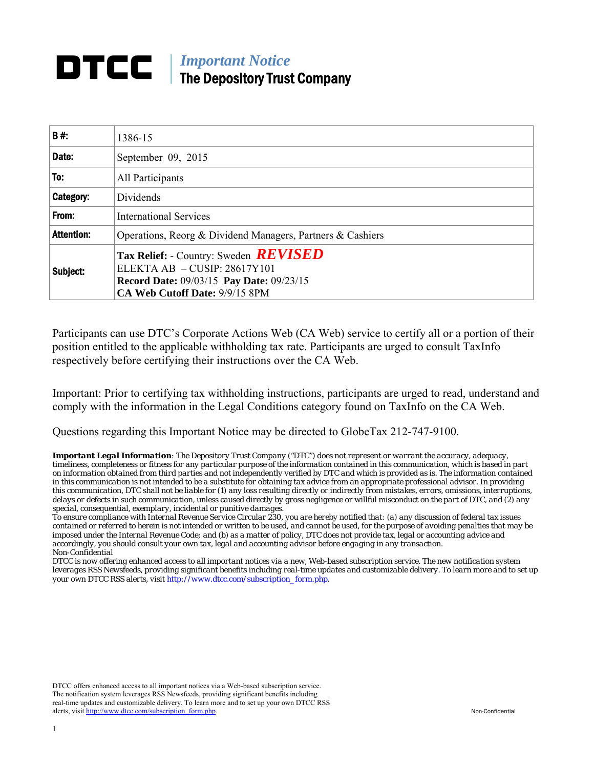# DTCC | *Important Notice* The Depository Trust Company

| **B #:** | 1386-15 |
|---|---|
| **Date:** | September 09, 2015 |
| **To:** | All Participants |
| **Category:** | Dividends |
| **From:** | International Services |
| **Attention:** | Operations, Reorg & Dividend Managers, Partners & Cashiers |
| **Subject:** | **Tax Relief:** - Country: Sweden ***REVISED*** ELEKTA AB – CUSIP: 28617Y101 **Record Date:** 09/03/15 **Pay Date:** 09/23/15 **CA Web Cutoff Date:** 9/9/15 8PM |

Participants can use DTC's Corporate Actions Web (CA Web) service to certify all or a portion of their position entitled to the applicable withholding tax rate. Participants are urged to consult TaxInfo respectively before certifying their instructions over the CA Web.

Important: Prior to certifying tax withholding instructions, participants are urged to read, understand and comply with the information in the Legal Conditions category found on TaxInfo on the CA Web.

Questions regarding this Important Notice may be directed to GlobeTax 212-747-9100.

***Important Legal Information***: The Depository Trust Company ("DTC") does not represent or warrant the accuracy, adequacy, timeliness, completeness or fitness for any particular purpose of the information contained in this communication, which is based in part on information obtained from third parties and not independently verified by DTC and which is provided as is. The information contained in this communication is not intended to be a substitute for obtaining tax advice from an appropriate professional advisor. In providing this communication, DTC shall not be liable for (1) any loss resulting directly or indirectly from mistakes, errors, omissions, interruptions, delays or defects in such communication, unless caused directly by gross negligence or willful misconduct on the part of DTC, and (2) any special, consequential, exemplary, incidental or punitive damages.
To ensure compliance with Internal Revenue Service Circular 230, you are hereby notified that: (a) any discussion of federal tax issues contained or referred to herein is not intended or written to be used, and cannot be used, for the purpose of avoiding penalties that may be imposed under the Internal Revenue Code; and (b) as a matter of policy, DTC does not provide tax, legal or accounting advice and accordingly, you should consult your own tax, legal and accounting advisor before engaging in any transaction.
Non-Confidential
DTCC is now offering enhanced access to all important notices via a new, Web-based subscription service. The new notification system leverages RSS Newsfeeds, providing significant benefits including real-time updates and customizable delivery. To learn more and to set up your own DTCC RSS alerts, visit http://www.dtcc.com/subscription_form.php.

DTCC offers enhanced access to all important notices via a Web-based subscription service. The notification system leverages RSS Newsfeeds, providing significant benefits including real-time updates and customizable delivery. To learn more and to set up your own DTCC RSS alerts, visit http://www.dtcc.com/subscription_form.php.

Non-Confidential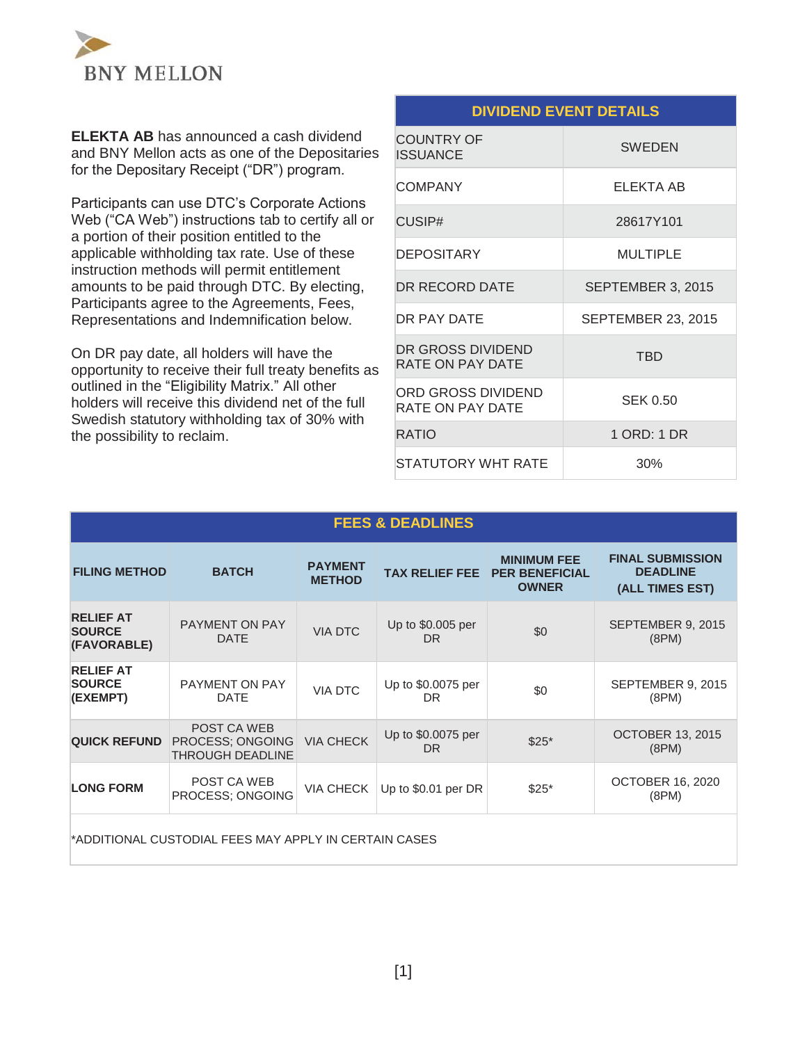BNY MELLON

**ELEKTA AB** has announced a cash dividend and BNY Mellon acts as one of the Depositaries for the Depositary Receipt ("DR") program.

Participants can use DTC's Corporate Actions Web ("CA Web") instructions tab to certify all or a portion of their position entitled to the applicable withholding tax rate. Use of these instruction methods will permit entitlement amounts to be paid through DTC. By electing, Participants agree to the Agreements, Fees, Representations and Indemnification below.

On DR pay date, all holders will have the opportunity to receive their full treaty benefits as outlined in the "Eligibility Matrix." All other holders will receive this dividend net of the full Swedish statutory withholding tax of 30% with the possibility to reclaim.

| DIVIDEND EVENT DETAILS | |
|---|---|
| COUNTRY OF ISSUANCE | SWEDEN |
| COMPANY | ELEKTA AB |
| CUSIP# | 28617Y101 |
| DEPOSITARY | MULTIPLE |
| DR RECORD DATE | SEPTEMBER 3, 2015 |
| DR PAY DATE | SEPTEMBER 23, 2015 |
| DR GROSS DIVIDEND RATE ON PAY DATE | TBD |
| ORD GROSS DIVIDEND RATE ON PAY DATE | SEK 0.50 |
| RATIO | 1 ORD: 1 DR |
| STATUTORY WHT RATE | 30% |

## FEES & DEADLINES

| FILING METHOD | BATCH | PAYMENT METHOD | TAX RELIEF FEE | MINIMUM FEE PER BENEFICIAL OWNER | FINAL SUBMISSION DEADLINE (ALL TIMES EST) |
|---|---|---|---|---|---|
| **RELIEF AT SOURCE (FAVORABLE)** | PAYMENT ON PAY DATE | VIA DTC | Up to $0.005 per DR | $0 | SEPTEMBER 9, 2015 (8PM) |
| **RELIEF AT SOURCE (EXEMPT)** | PAYMENT ON PAY DATE | VIA DTC | Up to $0.0075 per DR | $0 | SEPTEMBER 9, 2015 (8PM) |
| **QUICK REFUND** | POST CA WEB PROCESS; ONGOING THROUGH DEADLINE | VIA CHECK | Up to $0.0075 per DR | $25* | OCTOBER 13, 2015 (8PM) |
| **LONG FORM** | POST CA WEB PROCESS; ONGOING | VIA CHECK | Up to $0.01 per DR | $25* | OCTOBER 16, 2020 (8PM) |

*ADDITIONAL CUSTODIAL FEES MAY APPLY IN CERTAIN CASES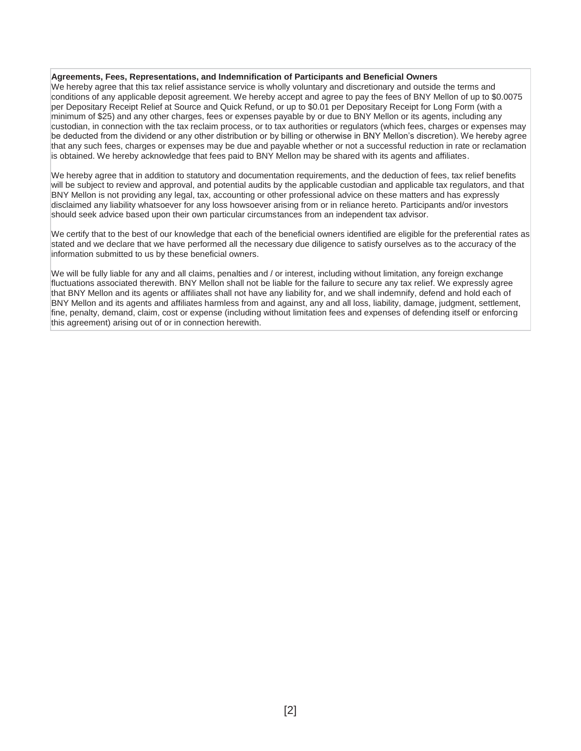**Agreements, Fees, Representations, and Indemnification of Participants and Beneficial Owners**

We hereby agree that this tax relief assistance service is wholly voluntary and discretionary and outside the terms and conditions of any applicable deposit agreement. We hereby accept and agree to pay the fees of BNY Mellon of up to $0.0075 per Depositary Receipt Relief at Source and Quick Refund, or up to $0.01 per Depositary Receipt for Long Form (with a minimum of $25) and any other charges, fees or expenses payable by or due to BNY Mellon or its agents, including any custodian, in connection with the tax reclaim process, or to tax authorities or regulators (which fees, charges or expenses may be deducted from the dividend or any other distribution or by billing or otherwise in BNY Mellon's discretion). We hereby agree that any such fees, charges or expenses may be due and payable whether or not a successful reduction in rate or reclamation is obtained. We hereby acknowledge that fees paid to BNY Mellon may be shared with its agents and affiliates.

We hereby agree that in addition to statutory and documentation requirements, and the deduction of fees, tax relief benefits will be subject to review and approval, and potential audits by the applicable custodian and applicable tax regulators, and that BNY Mellon is not providing any legal, tax, accounting or other professional advice on these matters and has expressly disclaimed any liability whatsoever for any loss howsoever arising from or in reliance hereto. Participants and/or investors should seek advice based upon their own particular circumstances from an independent tax advisor.

We certify that to the best of our knowledge that each of the beneficial owners identified are eligible for the preferential rates as stated and we declare that we have performed all the necessary due diligence to satisfy ourselves as to the accuracy of the information submitted to us by these beneficial owners.

We will be fully liable for any and all claims, penalties and / or interest, including without limitation, any foreign exchange fluctuations associated therewith. BNY Mellon shall not be liable for the failure to secure any tax relief. We expressly agree that BNY Mellon and its agents or affiliates shall not have any liability for, and we shall indemnify, defend and hold each of BNY Mellon and its agents and affiliates harmless from and against, any and all loss, liability, damage, judgment, settlement, fine, penalty, demand, claim, cost or expense (including without limitation fees and expenses of defending itself or enforcing this agreement) arising out of or in connection herewith.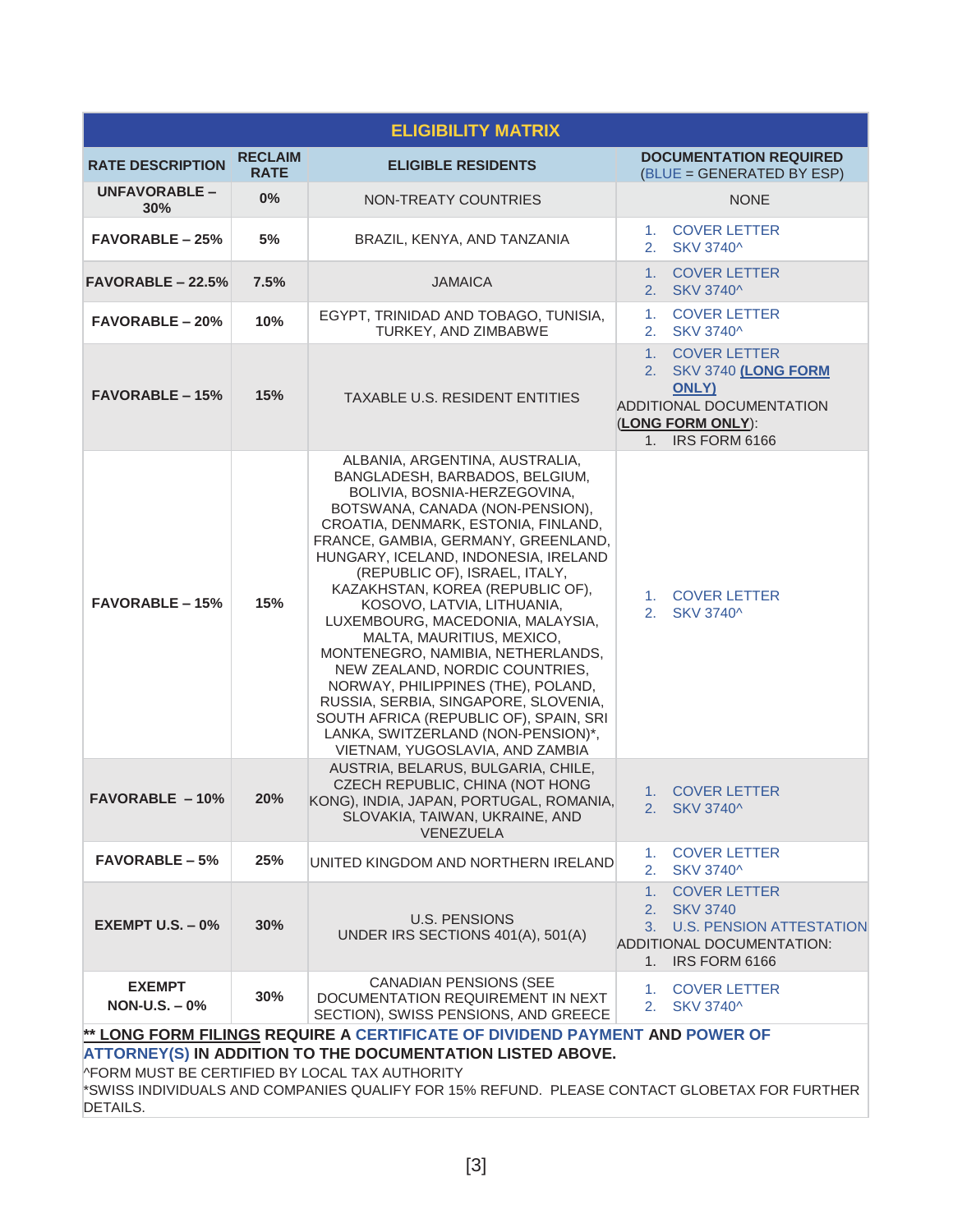## ELIGIBILITY MATRIX

| RATE DESCRIPTION | RECLAIM RATE | ELIGIBLE RESIDENTS | DOCUMENTATION REQUIRED (BLUE = GENERATED BY ESP) |
|---|---|---|---|
| UNFAVORABLE – 30% | 0% | NON-TREATY COUNTRIES | NONE |
| FAVORABLE – 25% | 5% | BRAZIL, KENYA, AND TANZANIA | 1. COVER LETTER<br>2. SKV 3740^ |
| FAVORABLE – 22.5% | 7.5% | JAMAICA | 1. COVER LETTER<br>2. SKV 3740^ |
| FAVORABLE – 20% | 10% | EGYPT, TRINIDAD AND TOBAGO, TUNISIA, TURKEY, AND ZIMBABWE | 1. COVER LETTER<br>2. SKV 3740^ |
| FAVORABLE – 15% | 15% | TAXABLE U.S. RESIDENT ENTITIES | 1. COVER LETTER<br>2. SKV 3740 **(LONG FORM ONLY)**<br>ADDITIONAL DOCUMENTATION (**LONG FORM ONLY**):<br>1. IRS FORM 6166 |
| FAVORABLE – 15% | 15% | ALBANIA, ARGENTINA, AUSTRALIA, BANGLADESH, BARBADOS, BELGIUM, BOLIVIA, BOSNIA-HERZEGOVINA, BOTSWANA, CANADA (NON-PENSION), CROATIA, DENMARK, ESTONIA, FINLAND, FRANCE, GAMBIA, GERMANY, GREENLAND, HUNGARY, ICELAND, INDONESIA, IRELAND (REPUBLIC OF), ISRAEL, ITALY, KAZAKHSTAN, KOREA (REPUBLIC OF), KOSOVO, LATVIA, LITHUANIA, LUXEMBOURG, MACEDONIA, MALAYSIA, MALTA, MAURITIUS, MEXICO, MONTENEGRO, NAMIBIA, NETHERLANDS, NEW ZEALAND, NORDIC COUNTRIES, NORWAY, PHILIPPINES (THE), POLAND, RUSSIA, SERBIA, SINGAPORE, SLOVENIA, SOUTH AFRICA (REPUBLIC OF), SPAIN, SRI LANKA, SWITZERLAND (NON-PENSION)*, VIETNAM, YUGOSLAVIA, AND ZAMBIA | 1. COVER LETTER<br>2. SKV 3740^ |
| FAVORABLE – 10% | 20% | AUSTRIA, BELARUS, BULGARIA, CHILE, CZECH REPUBLIC, CHINA (NOT HONG KONG), INDIA, JAPAN, PORTUGAL, ROMANIA, SLOVAKIA, TAIWAN, UKRAINE, AND VENEZUELA | 1. COVER LETTER<br>2. SKV 3740^ |
| FAVORABLE – 5% | 25% | UNITED KINGDOM AND NORTHERN IRELAND | 1. COVER LETTER<br>2. SKV 3740^ |
| EXEMPT U.S. – 0% | 30% | U.S. PENSIONS UNDER IRS SECTIONS 401(A), 501(A) | 1. COVER LETTER<br>2. SKV 3740<br>3. U.S. PENSION ATTESTATION<br>ADDITIONAL DOCUMENTATION:<br>1. IRS FORM 6166 |
| EXEMPT NON-U.S. – 0% | 30% | CANADIAN PENSIONS (SEE DOCUMENTATION REQUIREMENT IN NEXT SECTION), SWISS PENSIONS, AND GREECE | 1. COVER LETTER<br>2. SKV 3740^ |

**** LONG FORM FILINGS REQUIRE A CERTIFICATE OF DIVIDEND PAYMENT AND POWER OF ATTORNEY(S) IN ADDITION TO THE DOCUMENTATION LISTED ABOVE.**

^FORM MUST BE CERTIFIED BY LOCAL TAX AUTHORITY

*SWISS INDIVIDUALS AND COMPANIES QUALIFY FOR 15% REFUND. PLEASE CONTACT GLOBETAX FOR FURTHER DETAILS.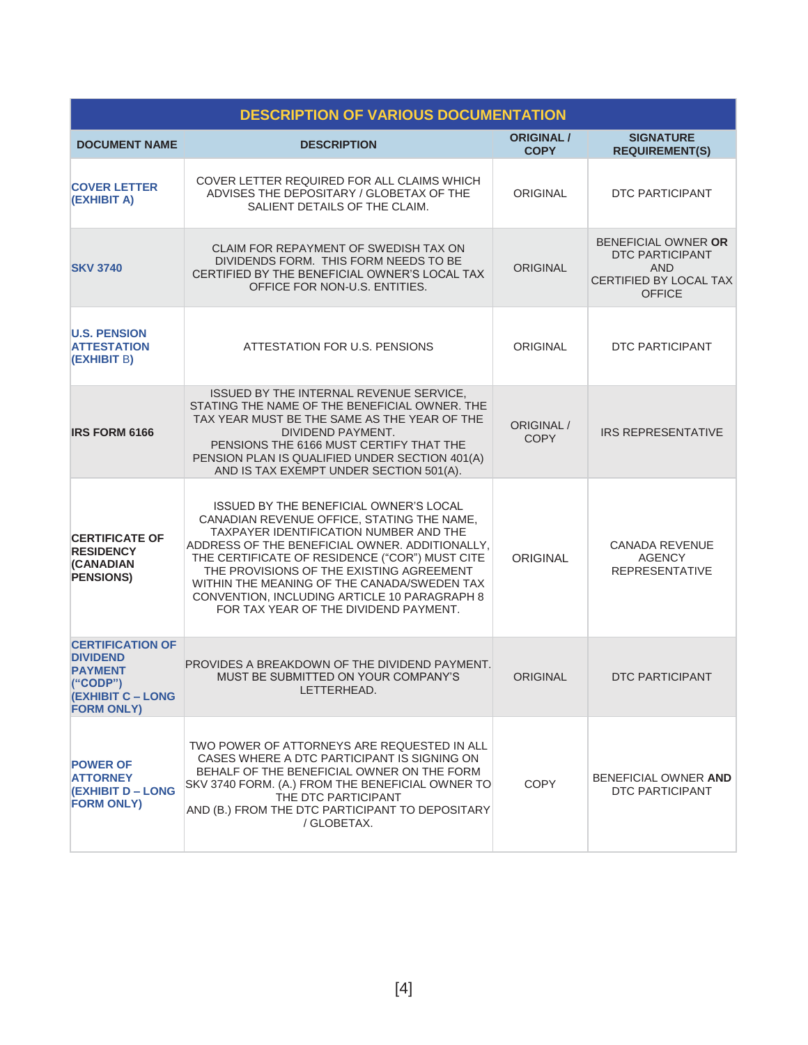| DESCRIPTION OF VARIOUS DOCUMENTATION | | | |
|---|---|---|---|
| **DOCUMENT NAME** | **DESCRIPTION** | **ORIGINAL / COPY** | **SIGNATURE REQUIREMENT(S)** |
| **COVER LETTER (EXHIBIT A)** | COVER LETTER REQUIRED FOR ALL CLAIMS WHICH ADVISES THE DEPOSITARY / GLOBETAX OF THE SALIENT DETAILS OF THE CLAIM. | ORIGINAL | DTC PARTICIPANT |
| **SKV 3740** | CLAIM FOR REPAYMENT OF SWEDISH TAX ON DIVIDENDS FORM. THIS FORM NEEDS TO BE CERTIFIED BY THE BENEFICIAL OWNER'S LOCAL TAX OFFICE FOR NON-U.S. ENTITIES. | ORIGINAL | BENEFICIAL OWNER **OR** DTC PARTICIPANT AND CERTIFIED BY LOCAL TAX OFFICE |
| **U.S. PENSION ATTESTATION (EXHIBIT B)** | ATTESTATION FOR U.S. PENSIONS | ORIGINAL | DTC PARTICIPANT |
| **IRS FORM 6166** | ISSUED BY THE INTERNAL REVENUE SERVICE, STATING THE NAME OF THE BENEFICIAL OWNER. THE TAX YEAR MUST BE THE SAME AS THE YEAR OF THE DIVIDEND PAYMENT. PENSIONS THE 6166 MUST CERTIFY THAT THE PENSION PLAN IS QUALIFIED UNDER SECTION 401(A) AND IS TAX EXEMPT UNDER SECTION 501(A). | ORIGINAL / COPY | IRS REPRESENTATIVE |
| **CERTIFICATE OF RESIDENCY (CANADIAN PENSIONS)** | ISSUED BY THE BENEFICIAL OWNER'S LOCAL CANADIAN REVENUE OFFICE, STATING THE NAME, TAXPAYER IDENTIFICATION NUMBER AND THE ADDRESS OF THE BENEFICIAL OWNER. ADDITIONALLY, THE CERTIFICATE OF RESIDENCE ("COR") MUST CITE THE PROVISIONS OF THE EXISTING AGREEMENT WITHIN THE MEANING OF THE CANADA/SWEDEN TAX CONVENTION, INCLUDING ARTICLE 10 PARAGRAPH 8 FOR TAX YEAR OF THE DIVIDEND PAYMENT. | ORIGINAL | CANADA REVENUE AGENCY REPRESENTATIVE |
| **CERTIFICATION OF DIVIDEND PAYMENT ("CODP") (EXHIBIT C – LONG FORM ONLY)** | PROVIDES A BREAKDOWN OF THE DIVIDEND PAYMENT. MUST BE SUBMITTED ON YOUR COMPANY'S LETTERHEAD. | ORIGINAL | DTC PARTICIPANT |
| **POWER OF ATTORNEY (EXHIBIT D – LONG FORM ONLY)** | TWO POWER OF ATTORNEYS ARE REQUESTED IN ALL CASES WHERE A DTC PARTICIPANT IS SIGNING ON BEHALF OF THE BENEFICIAL OWNER ON THE FORM SKV 3740 FORM. (A.) FROM THE BENEFICIAL OWNER TO THE DTC PARTICIPANT AND (B.) FROM THE DTC PARTICIPANT TO DEPOSITARY / GLOBETAX. | COPY | BENEFICIAL OWNER **AND** DTC PARTICIPANT |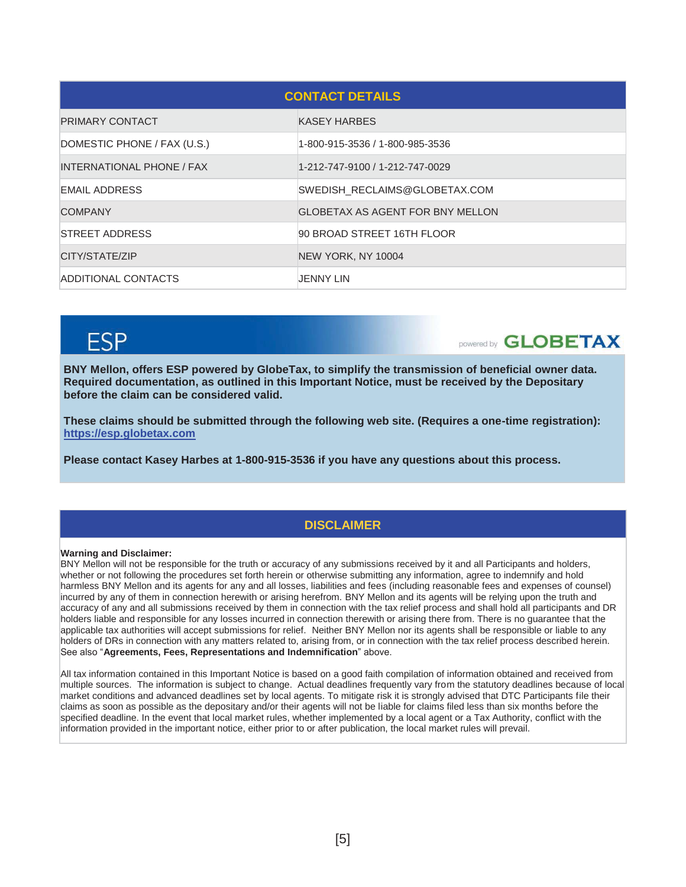| CONTACT DETAILS | |
|---|---|
| PRIMARY CONTACT | KASEY HARBES |
| DOMESTIC PHONE / FAX (U.S.) | 1-800-915-3536 / 1-800-985-3536 |
| INTERNATIONAL PHONE / FAX | 1-212-747-9100 / 1-212-747-0029 |
| EMAIL ADDRESS | SWEDISH_RECLAIMS@GLOBETAX.COM |
| COMPANY | GLOBETAX AS AGENT FOR BNY MELLON |
| STREET ADDRESS | 90 BROAD STREET 16TH FLOOR |
| CITY/STATE/ZIP | NEW YORK, NY 10004 |
| ADDITIONAL CONTACTS | JENNY LIN |

## ESP

powered by GLOBETAX

**BNY Mellon, offers ESP powered by GlobeTax, to simplify the transmission of beneficial owner data. Required documentation, as outlined in this Important Notice, must be received by the Depositary before the claim can be considered valid.**

**These claims should be submitted through the following web site. (Requires a one-time registration): https://esp.globetax.com**

**Please contact Kasey Harbes at 1-800-915-3536 if you have any questions about this process.**

## DISCLAIMER

**Warning and Disclaimer:**
BNY Mellon will not be responsible for the truth or accuracy of any submissions received by it and all Participants and holders, whether or not following the procedures set forth herein or otherwise submitting any information, agree to indemnify and hold harmless BNY Mellon and its agents for any and all losses, liabilities and fees (including reasonable fees and expenses of counsel) incurred by any of them in connection herewith or arising herefrom. BNY Mellon and its agents will be relying upon the truth and accuracy of any and all submissions received by them in connection with the tax relief process and shall hold all participants and DR holders liable and responsible for any losses incurred in connection therewith or arising there from. There is no guarantee that the applicable tax authorities will accept submissions for relief. Neither BNY Mellon nor its agents shall be responsible or liable to any holders of DRs in connection with any matters related to, arising from, or in connection with the tax relief process described herein. See also "**Agreements, Fees, Representations and Indemnification**" above.

All tax information contained in this Important Notice is based on a good faith compilation of information obtained and received from multiple sources. The information is subject to change. Actual deadlines frequently vary from the statutory deadlines because of local market conditions and advanced deadlines set by local agents. To mitigate risk it is strongly advised that DTC Participants file their claims as soon as possible as the depositary and/or their agents will not be liable for claims filed less than six months before the specified deadline. In the event that local market rules, whether implemented by a local agent or a Tax Authority, conflict with the information provided in the important notice, either prior to or after publication, the local market rules will prevail.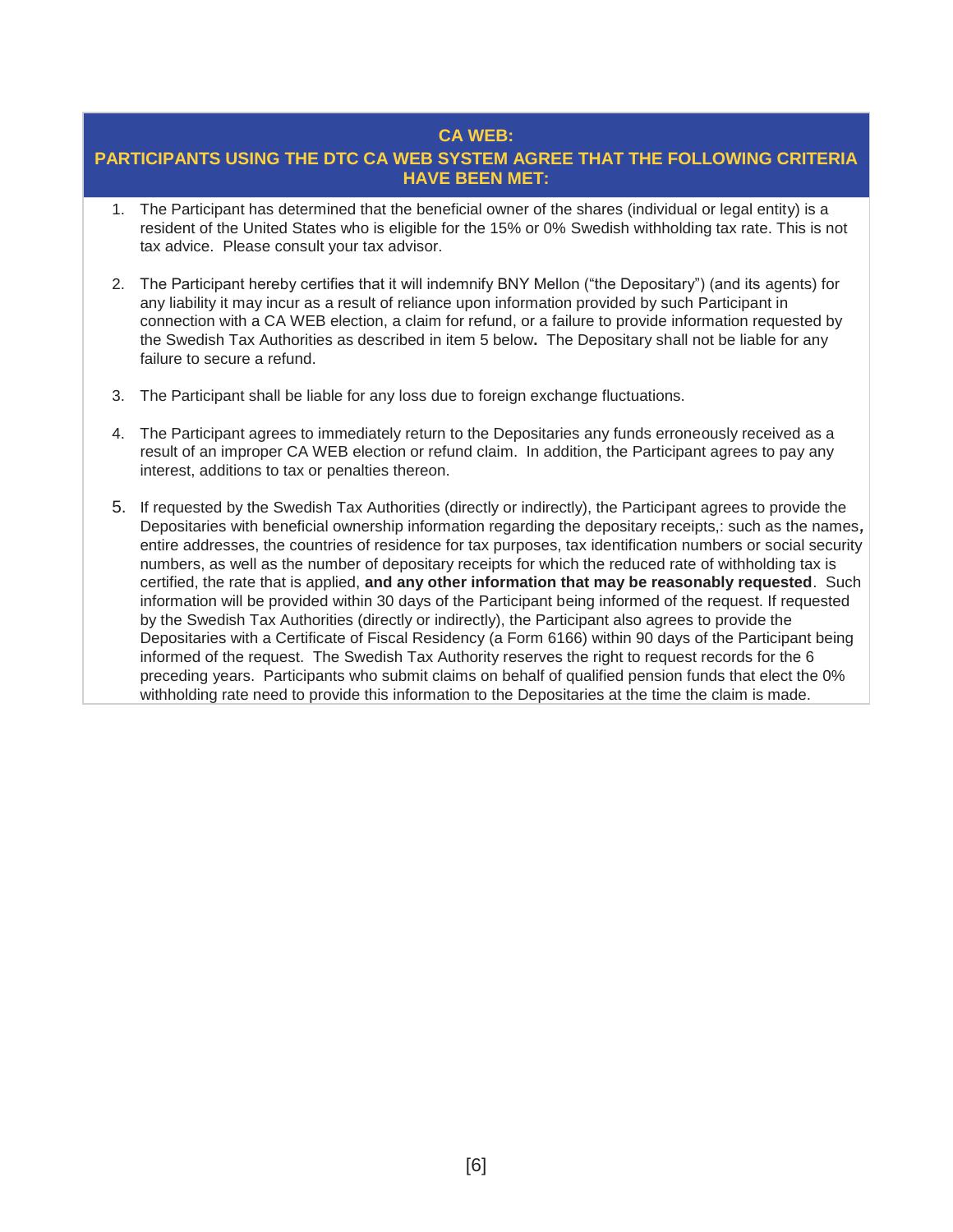## CA WEB:
## PARTICIPANTS USING THE DTC CA WEB SYSTEM AGREE THAT THE FOLLOWING CRITERIA HAVE BEEN MET:

1. The Participant has determined that the beneficial owner of the shares (individual or legal entity) is a resident of the United States who is eligible for the 15% or 0% Swedish withholding tax rate. This is not tax advice. Please consult your tax advisor.

2. The Participant hereby certifies that it will indemnify BNY Mellon ("the Depositary") (and its agents) for any liability it may incur as a result of reliance upon information provided by such Participant in connection with a CA WEB election, a claim for refund, or a failure to provide information requested by the Swedish Tax Authorities as described in item 5 below**.** The Depositary shall not be liable for any failure to secure a refund.

3. The Participant shall be liable for any loss due to foreign exchange fluctuations.

4. The Participant agrees to immediately return to the Depositaries any funds erroneously received as a result of an improper CA WEB election or refund claim. In addition, the Participant agrees to pay any interest, additions to tax or penalties thereon.

5. If requested by the Swedish Tax Authorities (directly or indirectly), the Participant agrees to provide the Depositaries with beneficial ownership information regarding the depositary receipts,: such as the names**,** entire addresses, the countries of residence for tax purposes, tax identification numbers or social security numbers, as well as the number of depositary receipts for which the reduced rate of withholding tax is certified, the rate that is applied, **and any other information that may be reasonably requested**. Such information will be provided within 30 days of the Participant being informed of the request. If requested by the Swedish Tax Authorities (directly or indirectly), the Participant also agrees to provide the Depositaries with a Certificate of Fiscal Residency (a Form 6166) within 90 days of the Participant being informed of the request. The Swedish Tax Authority reserves the right to request records for the 6 preceding years. Participants who submit claims on behalf of qualified pension funds that elect the 0% withholding rate need to provide this information to the Depositaries at the time the claim is made.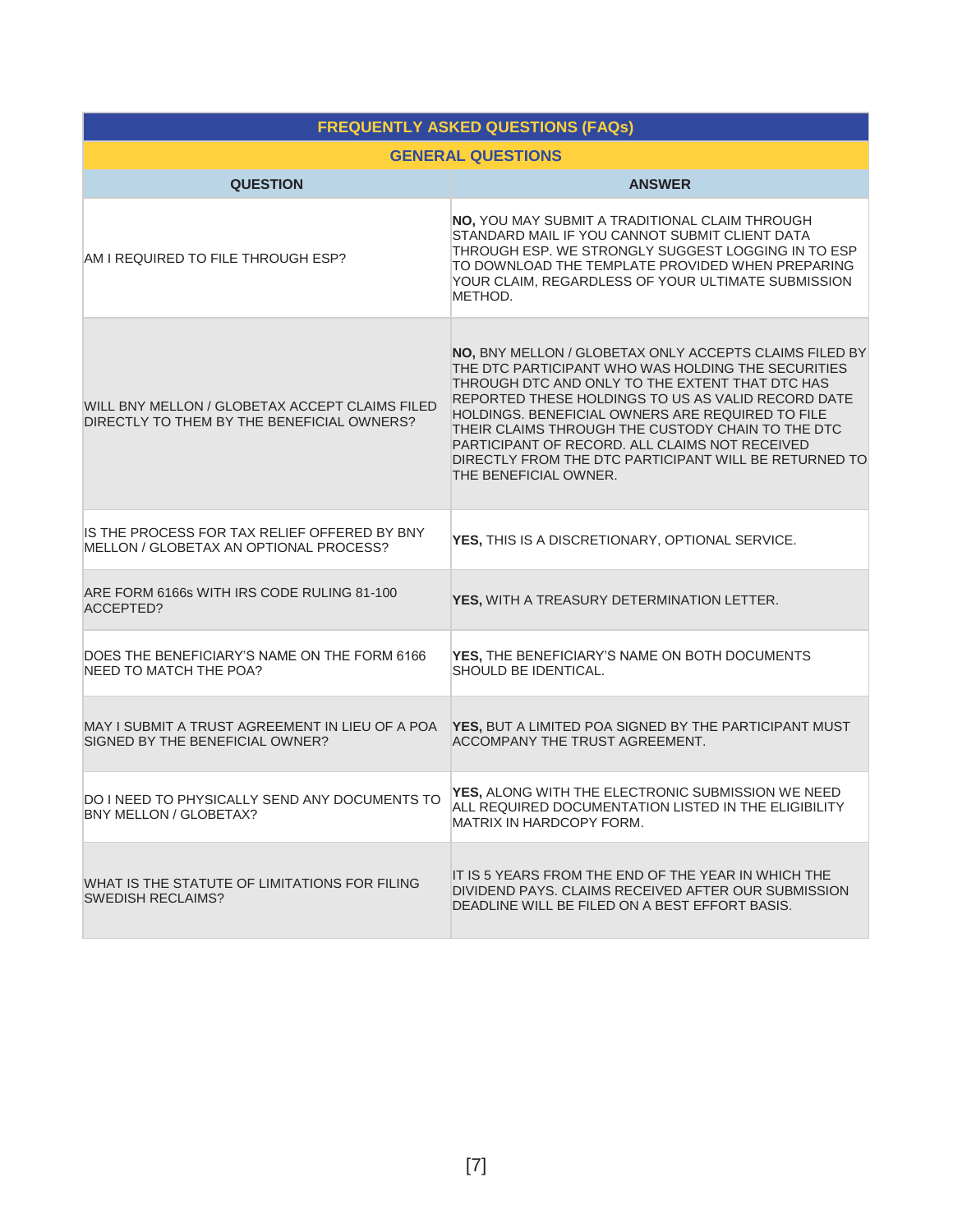## FREQUENTLY ASKED QUESTIONS (FAQs)

### GENERAL QUESTIONS

| QUESTION | ANSWER |
|---|---|
| AM I REQUIRED TO FILE THROUGH ESP? | **NO,** YOU MAY SUBMIT A TRADITIONAL CLAIM THROUGH STANDARD MAIL IF YOU CANNOT SUBMIT CLIENT DATA THROUGH ESP. WE STRONGLY SUGGEST LOGGING IN TO ESP TO DOWNLOAD THE TEMPLATE PROVIDED WHEN PREPARING YOUR CLAIM, REGARDLESS OF YOUR ULTIMATE SUBMISSION METHOD. |
| WILL BNY MELLON / GLOBETAX ACCEPT CLAIMS FILED DIRECTLY TO THEM BY THE BENEFICIAL OWNERS? | **NO,** BNY MELLON / GLOBETAX ONLY ACCEPTS CLAIMS FILED BY THE DTC PARTICIPANT WHO WAS HOLDING THE SECURITIES THROUGH DTC AND ONLY TO THE EXTENT THAT DTC HAS REPORTED THESE HOLDINGS TO US AS VALID RECORD DATE HOLDINGS. BENEFICIAL OWNERS ARE REQUIRED TO FILE THEIR CLAIMS THROUGH THE CUSTODY CHAIN TO THE DTC PARTICIPANT OF RECORD. ALL CLAIMS NOT RECEIVED DIRECTLY FROM THE DTC PARTICIPANT WILL BE RETURNED TO THE BENEFICIAL OWNER. |
| IS THE PROCESS FOR TAX RELIEF OFFERED BY BNY MELLON / GLOBETAX AN OPTIONAL PROCESS? | **YES,** THIS IS A DISCRETIONARY, OPTIONAL SERVICE. |
| ARE FORM 6166s WITH IRS CODE RULING 81-100 ACCEPTED? | **YES,** WITH A TREASURY DETERMINATION LETTER. |
| DOES THE BENEFICIARY'S NAME ON THE FORM 6166 NEED TO MATCH THE POA? | **YES,** THE BENEFICIARY'S NAME ON BOTH DOCUMENTS SHOULD BE IDENTICAL. |
| MAY I SUBMIT A TRUST AGREEMENT IN LIEU OF A POA SIGNED BY THE BENEFICIAL OWNER? | **YES,** BUT A LIMITED POA SIGNED BY THE PARTICIPANT MUST ACCOMPANY THE TRUST AGREEMENT. |
| DO I NEED TO PHYSICALLY SEND ANY DOCUMENTS TO BNY MELLON / GLOBETAX? | **YES,** ALONG WITH THE ELECTRONIC SUBMISSION WE NEED ALL REQUIRED DOCUMENTATION LISTED IN THE ELIGIBILITY MATRIX IN HARDCOPY FORM. |
| WHAT IS THE STATUTE OF LIMITATIONS FOR FILING SWEDISH RECLAIMS? | IT IS 5 YEARS FROM THE END OF THE YEAR IN WHICH THE DIVIDEND PAYS. CLAIMS RECEIVED AFTER OUR SUBMISSION DEADLINE WILL BE FILED ON A BEST EFFORT BASIS. |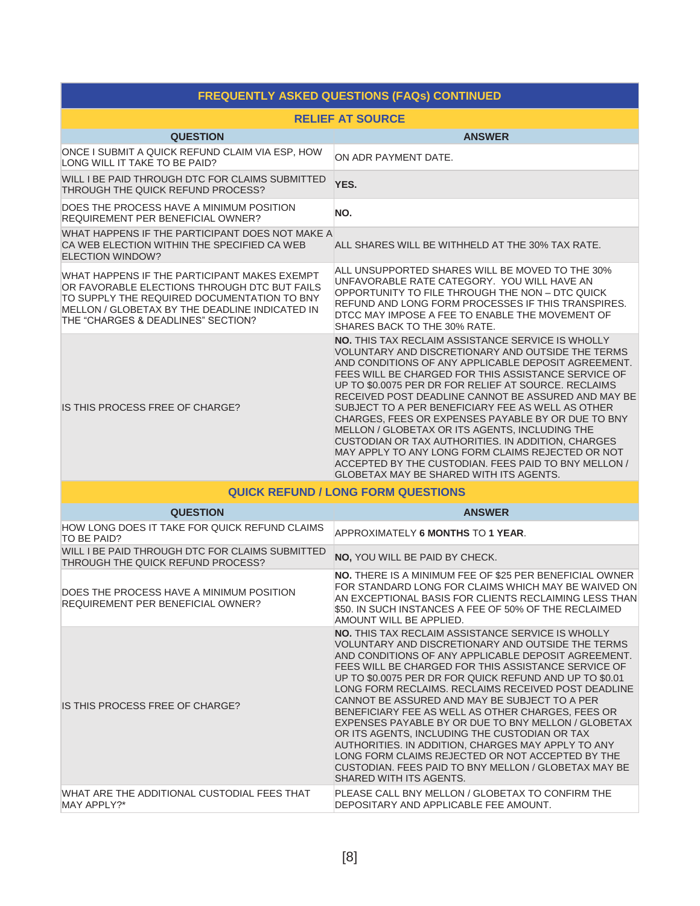## FREQUENTLY ASKED QUESTIONS (FAQs) CONTINUED

### RELIEF AT SOURCE

| QUESTION | ANSWER |
|---|---|
| ONCE I SUBMIT A QUICK REFUND CLAIM VIA ESP, HOW LONG WILL IT TAKE TO BE PAID? | ON ADR PAYMENT DATE. |
| WILL I BE PAID THROUGH DTC FOR CLAIMS SUBMITTED THROUGH THE QUICK REFUND PROCESS? | **YES.** |
| DOES THE PROCESS HAVE A MINIMUM POSITION REQUIREMENT PER BENEFICIAL OWNER? | **NO.** |
| WHAT HAPPENS IF THE PARTICIPANT DOES NOT MAKE A CA WEB ELECTION WITHIN THE SPECIFIED CA WEB ELECTION WINDOW? | ALL SHARES WILL BE WITHHELD AT THE 30% TAX RATE. |
| WHAT HAPPENS IF THE PARTICIPANT MAKES EXEMPT OR FAVORABLE ELECTIONS THROUGH DTC BUT FAILS TO SUPPLY THE REQUIRED DOCUMENTATION TO BNY MELLON / GLOBETAX BY THE DEADLINE INDICATED IN THE "CHARGES & DEADLINES" SECTION? | ALL UNSUPPORTED SHARES WILL BE MOVED TO THE 30% UNFAVORABLE RATE CATEGORY. YOU WILL HAVE AN OPPORTUNITY TO FILE THROUGH THE NON – DTC QUICK REFUND AND LONG FORM PROCESSES IF THIS TRANSPIRES. DTCC MAY IMPOSE A FEE TO ENABLE THE MOVEMENT OF SHARES BACK TO THE 30% RATE. |
| IS THIS PROCESS FREE OF CHARGE? | **NO.** THIS TAX RECLAIM ASSISTANCE SERVICE IS WHOLLY VOLUNTARY AND DISCRETIONARY AND OUTSIDE THE TERMS AND CONDITIONS OF ANY APPLICABLE DEPOSIT AGREEMENT. FEES WILL BE CHARGED FOR THIS ASSISTANCE SERVICE OF UP TO $0.0075 PER DR FOR RELIEF AT SOURCE. RECLAIMS RECEIVED POST DEADLINE CANNOT BE ASSURED AND MAY BE SUBJECT TO A PER BENEFICIARY FEE AS WELL AS OTHER CHARGES, FEES OR EXPENSES PAYABLE BY OR DUE TO BNY MELLON / GLOBETAX OR ITS AGENTS, INCLUDING THE CUSTODIAN OR TAX AUTHORITIES. IN ADDITION, CHARGES MAY APPLY TO ANY LONG FORM CLAIMS REJECTED OR NOT ACCEPTED BY THE CUSTODIAN. FEES PAID TO BNY MELLON / GLOBETAX MAY BE SHARED WITH ITS AGENTS. |

### QUICK REFUND / LONG FORM QUESTIONS

| QUESTION | ANSWER |
|---|---|
| HOW LONG DOES IT TAKE FOR QUICK REFUND CLAIMS TO BE PAID? | APPROXIMATELY **6 MONTHS** TO **1 YEAR**. |
| WILL I BE PAID THROUGH DTC FOR CLAIMS SUBMITTED THROUGH THE QUICK REFUND PROCESS? | **NO,** YOU WILL BE PAID BY CHECK. |
| DOES THE PROCESS HAVE A MINIMUM POSITION REQUIREMENT PER BENEFICIAL OWNER? | **NO.** THERE IS A MINIMUM FEE OF $25 PER BENEFICIAL OWNER FOR STANDARD LONG FOR CLAIMS WHICH MAY BE WAIVED ON AN EXCEPTIONAL BASIS FOR CLIENTS RECLAIMING LESS THAN $50. IN SUCH INSTANCES A FEE OF 50% OF THE RECLAIMED AMOUNT WILL BE APPLIED. |
| IS THIS PROCESS FREE OF CHARGE? | **NO.** THIS TAX RECLAIM ASSISTANCE SERVICE IS WHOLLY VOLUNTARY AND DISCRETIONARY AND OUTSIDE THE TERMS AND CONDITIONS OF ANY APPLICABLE DEPOSIT AGREEMENT. FEES WILL BE CHARGED FOR THIS ASSISTANCE SERVICE OF UP TO $0.0075 PER DR FOR QUICK REFUND AND UP TO $0.01 LONG FORM RECLAIMS. RECLAIMS RECEIVED POST DEADLINE CANNOT BE ASSURED AND MAY BE SUBJECT TO A PER BENEFICIARY FEE AS WELL AS OTHER CHARGES, FEES OR EXPENSES PAYABLE BY OR DUE TO BNY MELLON / GLOBETAX OR ITS AGENTS, INCLUDING THE CUSTODIAN OR TAX AUTHORITIES. IN ADDITION, CHARGES MAY APPLY TO ANY LONG FORM CLAIMS REJECTED OR NOT ACCEPTED BY THE CUSTODIAN. FEES PAID TO BNY MELLON / GLOBETAX MAY BE SHARED WITH ITS AGENTS. |
| WHAT ARE THE ADDITIONAL CUSTODIAL FEES THAT MAY APPLY?* | PLEASE CALL BNY MELLON / GLOBETAX TO CONFIRM THE DEPOSITARY AND APPLICABLE FEE AMOUNT. |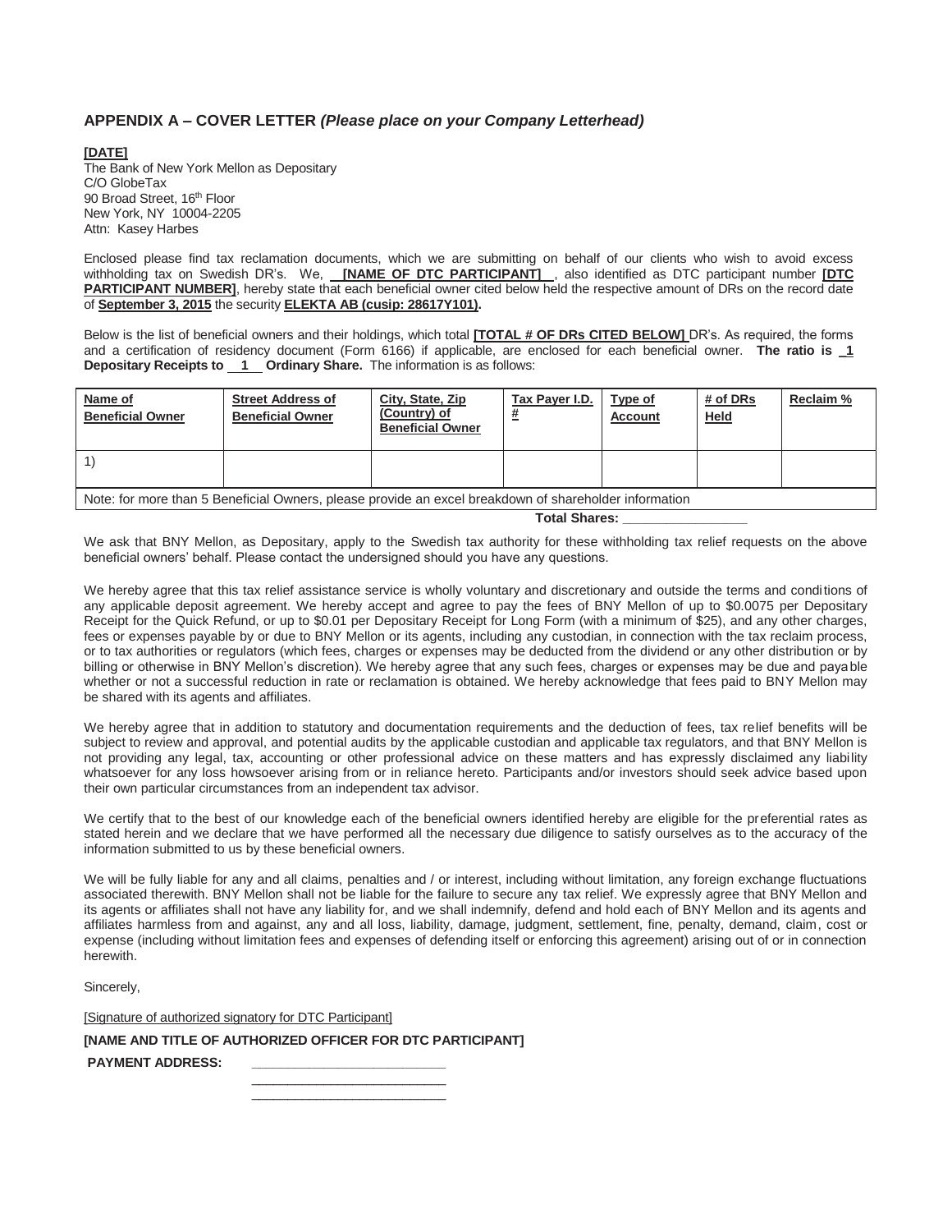## APPENDIX A – COVER LETTER *(Please place on your Company Letterhead)*

**[DATE]**
The Bank of New York Mellon as Depositary
C/O GlobeTax
90 Broad Street, 16th Floor
New York, NY 10004-2205
Attn: Kasey Harbes

Enclosed please find tax reclamation documents, which we are submitting on behalf of our clients who wish to avoid excess withholding tax on Swedish DR's. We, **[NAME OF DTC PARTICIPANT]** , also identified as DTC participant number **[DTC PARTICIPANT NUMBER]**, hereby state that each beneficial owner cited below held the respective amount of DRs on the record date of **September 3, 2015** the security **ELEKTA AB (cusip: 28617Y101).**

Below is the list of beneficial owners and their holdings, which total **[TOTAL # OF DRs CITED BELOW]** DR's. As required, the forms and a certification of residency document (Form 6166) if applicable, are enclosed for each beneficial owner. **The ratio is 1 Depositary Receipts to 1 Ordinary Share.** The information is as follows:

| Name of Beneficial Owner | Street Address of Beneficial Owner | City, State, Zip (Country) of Beneficial Owner | Tax Payer I.D. # | Type of Account | # of DRs Held | Reclaim % |
|---|---|---|---|---|---|---|
| 1) | | | | | | |
| Note: for more than 5 Beneficial Owners, please provide an excel breakdown of shareholder information | | | | | | |

**Total Shares: ________________**

We ask that BNY Mellon, as Depositary, apply to the Swedish tax authority for these withholding tax relief requests on the above beneficial owners' behalf. Please contact the undersigned should you have any questions.

We hereby agree that this tax relief assistance service is wholly voluntary and discretionary and outside the terms and conditions of any applicable deposit agreement. We hereby accept and agree to pay the fees of BNY Mellon of up to $0.0075 per Depositary Receipt for the Quick Refund, or up to $0.01 per Depositary Receipt for Long Form (with a minimum of $25), and any other charges, fees or expenses payable by or due to BNY Mellon or its agents, including any custodian, in connection with the tax reclaim process, or to tax authorities or regulators (which fees, charges or expenses may be deducted from the dividend or any other distribution or by billing or otherwise in BNY Mellon's discretion). We hereby agree that any such fees, charges or expenses may be due and payable whether or not a successful reduction in rate or reclamation is obtained. We hereby acknowledge that fees paid to BNY Mellon may be shared with its agents and affiliates.

We hereby agree that in addition to statutory and documentation requirements and the deduction of fees, tax relief benefits will be subject to review and approval, and potential audits by the applicable custodian and applicable tax regulators, and that BNY Mellon is not providing any legal, tax, accounting or other professional advice on these matters and has expressly disclaimed any liability whatsoever for any loss howsoever arising from or in reliance hereto. Participants and/or investors should seek advice based upon their own particular circumstances from an independent tax advisor.

We certify that to the best of our knowledge each of the beneficial owners identified hereby are eligible for the preferential rates as stated herein and we declare that we have performed all the necessary due diligence to satisfy ourselves as to the accuracy of the information submitted to us by these beneficial owners.

We will be fully liable for any and all claims, penalties and / or interest, including without limitation, any foreign exchange fluctuations associated therewith. BNY Mellon shall not be liable for the failure to secure any tax relief. We expressly agree that BNY Mellon and its agents or affiliates shall not have any liability for, and we shall indemnify, defend and hold each of BNY Mellon and its agents and affiliates harmless from and against, any and all loss, liability, damage, judgment, settlement, fine, penalty, demand, claim, cost or expense (including without limitation fees and expenses of defending itself or enforcing this agreement) arising out of or in connection herewith.

Sincerely,

[Signature of authorized signatory for DTC Participant]

**[NAME AND TITLE OF AUTHORIZED OFFICER FOR DTC PARTICIPANT]**

**PAYMENT ADDRESS:** __________________________
__________________________
__________________________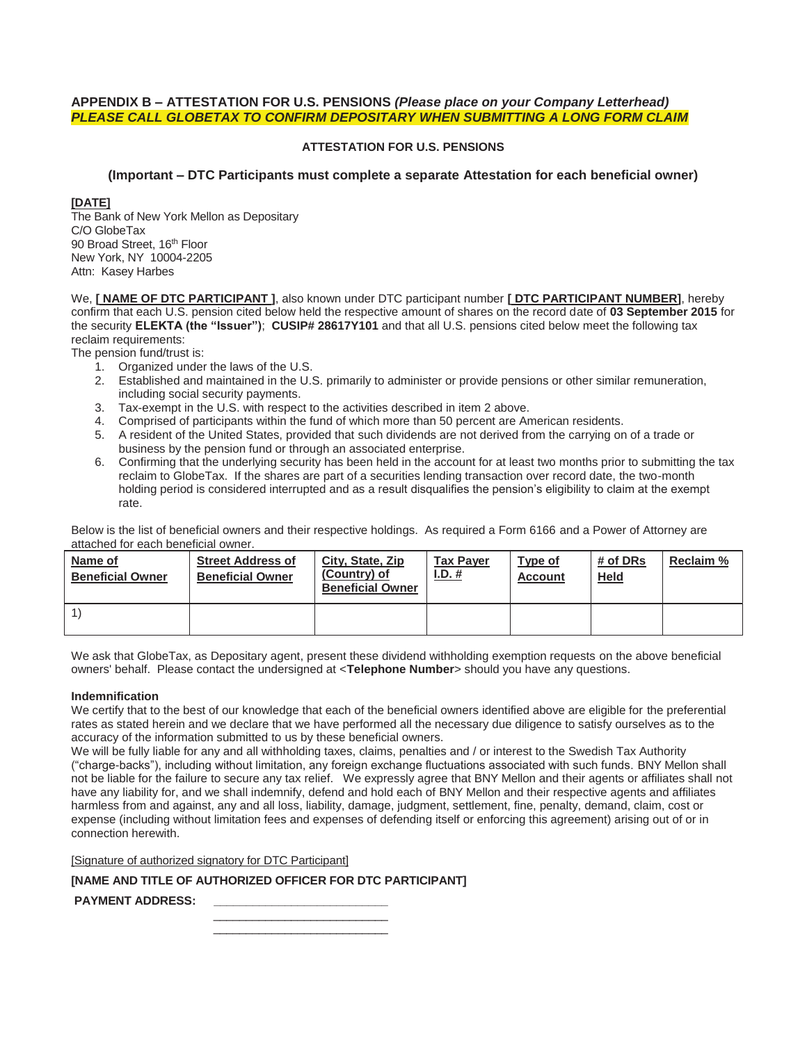## APPENDIX B – ATTESTATION FOR U.S. PENSIONS *(Please place on your Company Letterhead)*

***PLEASE CALL GLOBETAX TO CONFIRM DEPOSITARY WHEN SUBMITTING A LONG FORM CLAIM***

**ATTESTATION FOR U.S. PENSIONS**

**(Important – DTC Participants must complete a separate Attestation for each beneficial owner)**

**[DATE]**
The Bank of New York Mellon as Depositary
C/O GlobeTax
90 Broad Street, 16th Floor
New York, NY 10004-2205
Attn: Kasey Harbes

We, **[ NAME OF DTC PARTICIPANT ]**, also known under DTC participant number **[ DTC PARTICIPANT NUMBER]**, hereby confirm that each U.S. pension cited below held the respective amount of shares on the record date of **03 September 2015** for the security **ELEKTA (the "Issuer")**; **CUSIP# 28617Y101** and that all U.S. pensions cited below meet the following tax reclaim requirements:

The pension fund/trust is:

1. Organized under the laws of the U.S.
2. Established and maintained in the U.S. primarily to administer or provide pensions or other similar remuneration, including social security payments.
3. Tax-exempt in the U.S. with respect to the activities described in item 2 above.
4. Comprised of participants within the fund of which more than 50 percent are American residents.
5. A resident of the United States, provided that such dividends are not derived from the carrying on of a trade or business by the pension fund or through an associated enterprise.
6. Confirming that the underlying security has been held in the account for at least two months prior to submitting the tax reclaim to GlobeTax. If the shares are part of a securities lending transaction over record date, the two-month holding period is considered interrupted and as a result disqualifies the pension's eligibility to claim at the exempt rate.

Below is the list of beneficial owners and their respective holdings. As required a Form 6166 and a Power of Attorney are attached for each beneficial owner.

| Name of Beneficial Owner | Street Address of Beneficial Owner | City, State, Zip (Country) of Beneficial Owner | Tax Payer I.D. # | Type of Account | # of DRs Held | Reclaim % |
|---|---|---|---|---|---|---|
| 1) | | | | | | |

We ask that GlobeTax, as Depositary agent, present these dividend withholding exemption requests on the above beneficial owners' behalf. Please contact the undersigned at <**Telephone Number**> should you have any questions.

**Indemnification**

We certify that to the best of our knowledge that each of the beneficial owners identified above are eligible for the preferential rates as stated herein and we declare that we have performed all the necessary due diligence to satisfy ourselves as to the accuracy of the information submitted to us by these beneficial owners.

We will be fully liable for any and all withholding taxes, claims, penalties and / or interest to the Swedish Tax Authority ("charge-backs"), including without limitation, any foreign exchange fluctuations associated with such funds. BNY Mellon shall not be liable for the failure to secure any tax relief. We expressly agree that BNY Mellon and their agents or affiliates shall not have any liability for, and we shall indemnify, defend and hold each of BNY Mellon and their respective agents and affiliates harmless from and against, any and all loss, liability, damage, judgment, settlement, fine, penalty, demand, claim, cost or expense (including without limitation fees and expenses of defending itself or enforcing this agreement) arising out of or in connection herewith.

[Signature of authorized signatory for DTC Participant]

**[NAME AND TITLE OF AUTHORIZED OFFICER FOR DTC PARTICIPANT]**

**PAYMENT ADDRESS:** ___________________________
___________________________
___________________________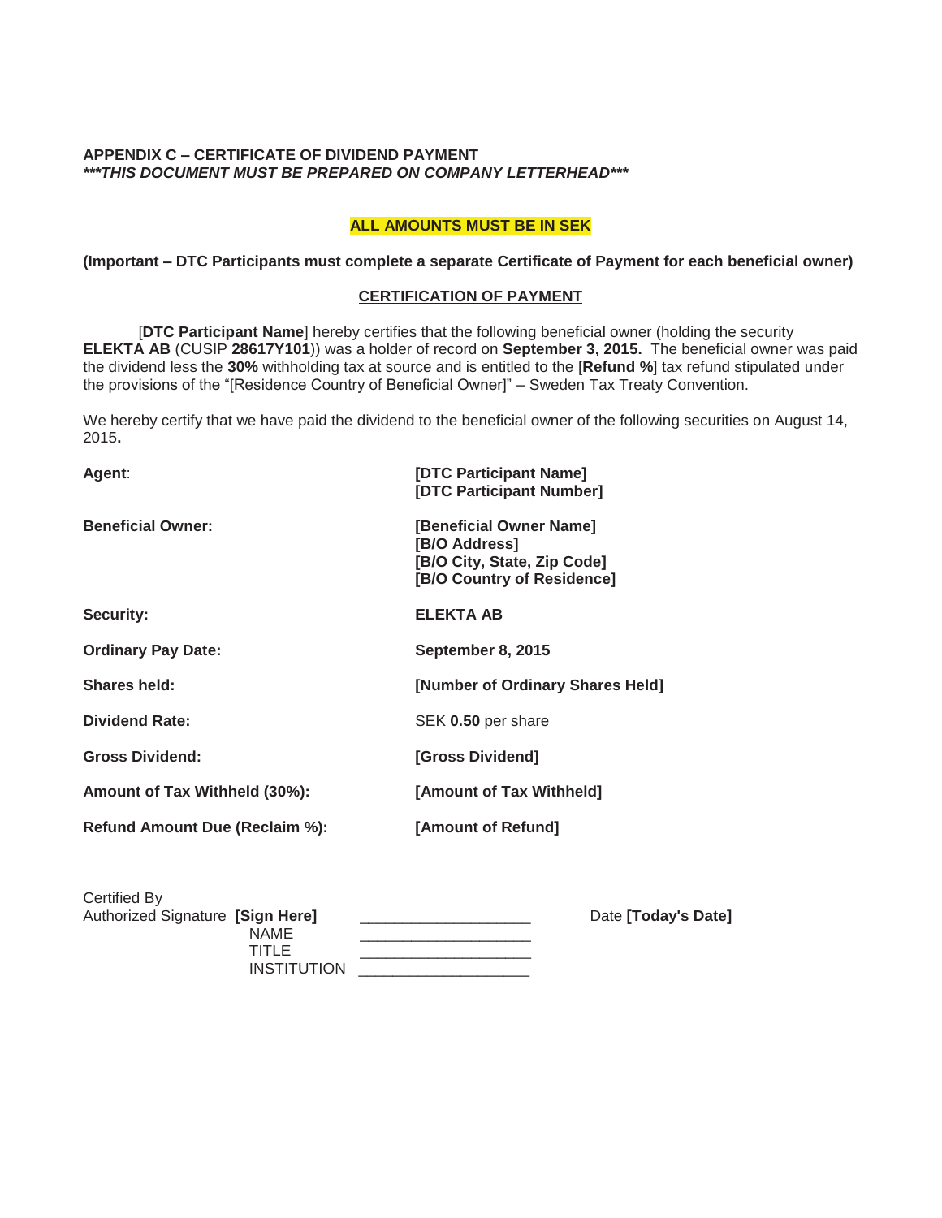**APPENDIX C – CERTIFICATE OF DIVIDEND PAYMENT**
***\*\*\*THIS DOCUMENT MUST BE PREPARED ON COMPANY LETTERHEAD\*\*\****

**ALL AMOUNTS MUST BE IN SEK**

**(Important – DTC Participants must complete a separate Certificate of Payment for each beneficial owner)**

**CERTIFICATION OF PAYMENT**

[**DTC Participant Name**] hereby certifies that the following beneficial owner (holding the security **ELEKTA AB** (CUSIP **28617Y101**)) was a holder of record on **September 3, 2015.** The beneficial owner was paid the dividend less the **30%** withholding tax at source and is entitled to the [**Refund %**] tax refund stipulated under the provisions of the "[Residence Country of Beneficial Owner]" – Sweden Tax Treaty Convention.

We hereby certify that we have paid the dividend to the beneficial owner of the following securities on August 14, 2015**.**

| | |
|---|---|
| **Agent**: | **[DTC Participant Name]**<br>**[DTC Participant Number]** |
| **Beneficial Owner:** | **[Beneficial Owner Name]**<br>**[B/O Address]**<br>**[B/O City, State, Zip Code]**<br>**[B/O Country of Residence]** |
| **Security:** | **ELEKTA AB** |
| **Ordinary Pay Date:** | **September 8, 2015** |
| **Shares held:** | **[Number of Ordinary Shares Held]** |
| **Dividend Rate:** | SEK **0.50** per share |
| **Gross Dividend:** | **[Gross Dividend]** |
| **Amount of Tax Withheld (30%):** | **[Amount of Tax Withheld]** |
| **Refund Amount Due (Reclaim %):** | **[Amount of Refund]** |

Certified By
Authorized Signature **[Sign Here]** ____________________ Date **[Today's Date]**
NAME ____________________
TITLE ____________________
INSTITUTION ____________________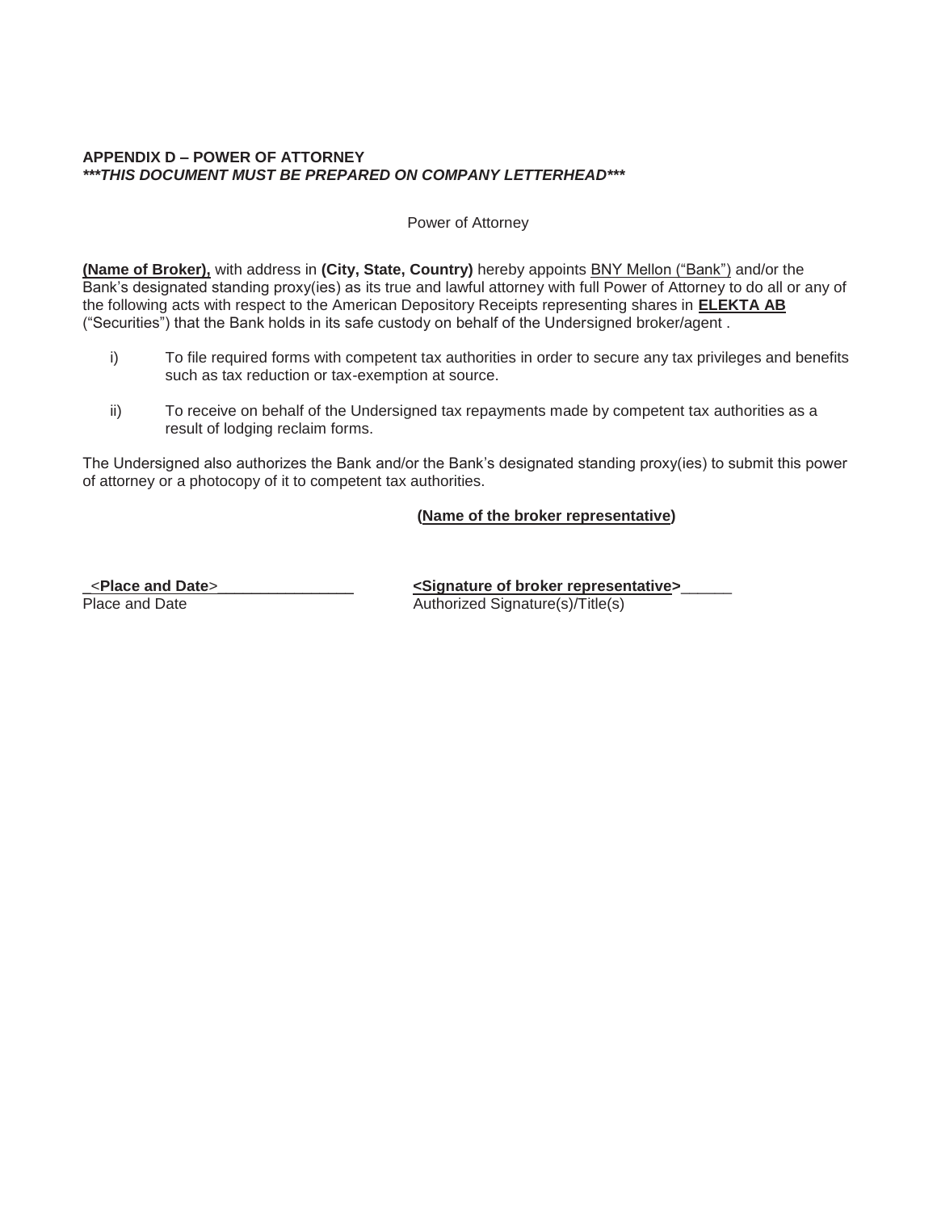**APPENDIX D – POWER OF ATTORNEY**
***\*\*\*THIS DOCUMENT MUST BE PREPARED ON COMPANY LETTERHEAD\*\*\****

Power of Attorney

**(Name of Broker),** with address in **(City, State, Country)** hereby appoints BNY Mellon ("Bank") and/or the Bank's designated standing proxy(ies) as its true and lawful attorney with full Power of Attorney to do all or any of the following acts with respect to the American Depository Receipts representing shares in **ELEKTA AB** ("Securities") that the Bank holds in its safe custody on behalf of the Undersigned broker/agent .

i) To file required forms with competent tax authorities in order to secure any tax privileges and benefits such as tax reduction or tax-exemption at source.

ii) To receive on behalf of the Undersigned tax repayments made by competent tax authorities as a result of lodging reclaim forms.

The Undersigned also authorizes the Bank and/or the Bank's designated standing proxy(ies) to submit this power of attorney or a photocopy of it to competent tax authorities.

**(Name of the broker representative)**

_<**Place and Date**>________________ **<Signature of broker representative>**______
Place and Date Authorized Signature(s)/Title(s)